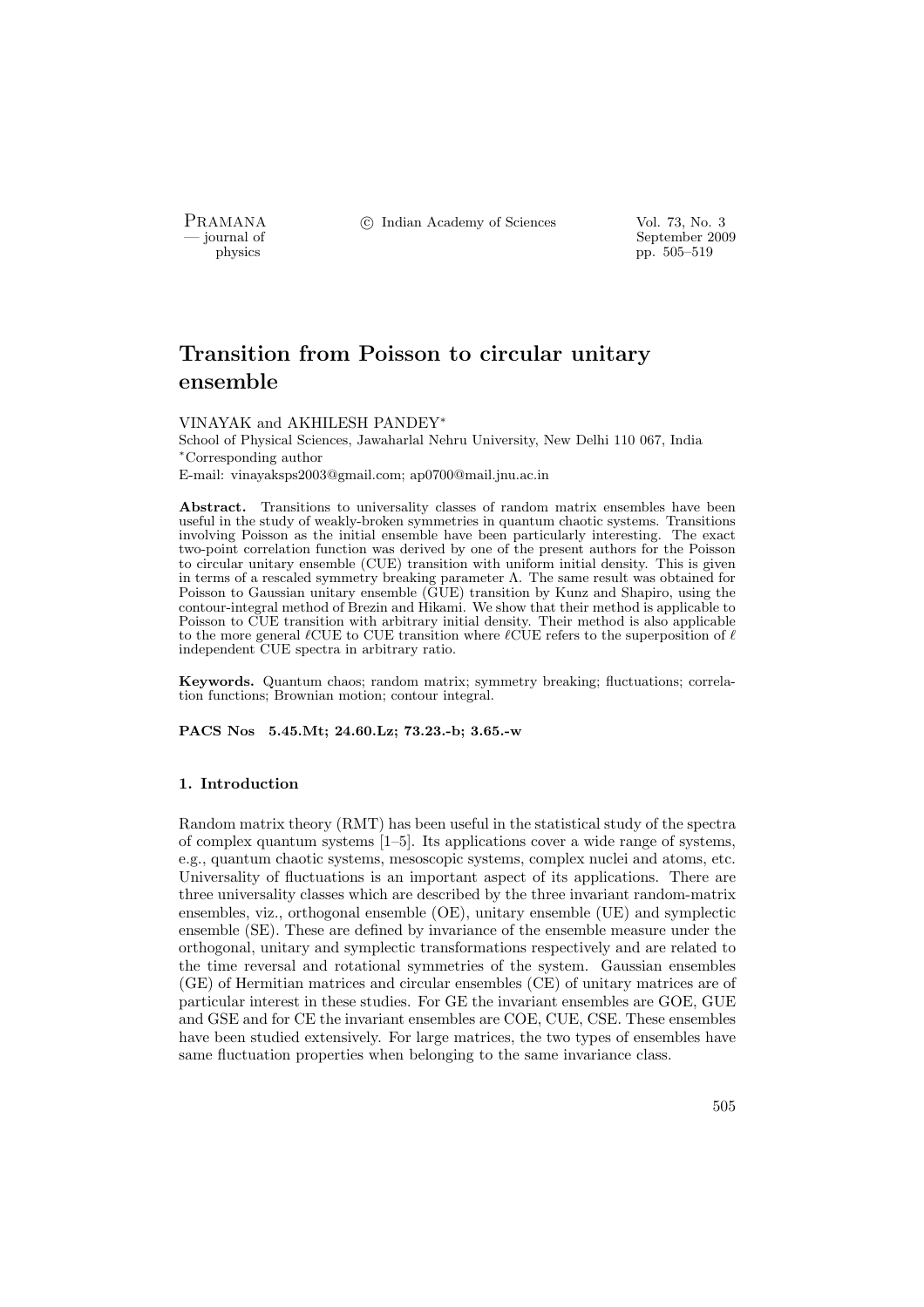# Transition from Poisson to circular unitary ensemble

VINAYAK and AKHILESH PANDEY*

School of Physical Sciences, Jawaharlal Nehru University, New Delhi 110 067, India

*Corresponding author

E-mail: vinayaksps2003@gmail.com; ap0700@mail.jnu.ac.in

**Abstract.** Transitions to universality classes of random matrix ensembles have been useful in the study of weakly-broken symmetries in quantum chaotic systems. Transitions involving Poisson as the initial ensemble have been particularly interesting. The exact two-point correlation function was derived by one of the present authors for the Poisson to circular unitary ensemble (CUE) transition with uniform initial density. This is given in terms of a rescaled symmetry breaking parameter $\Lambda$. The same result was obtained for Poisson to Gaussian unitary ensemble (GUE) transition by Kunz and Shapiro, using the contour-integral method of Brezin and Hikami. We show that their method is applicable to Poisson to CUE transition with arbitrary initial density. Their method is also applicable to the more general $\ell$CUE to CUE transition where $\ell$CUE refers to the superposition of $\ell$ independent CUE spectra in arbitrary ratio.

**Keywords.** Quantum chaos; random matrix; symmetry breaking; fluctuations; correlation functions; Brownian motion; contour integral.

**PACS Nos 5.45.Mt; 24.60.Lz; 73.23.-b; 3.65.-w**

## 1. Introduction

Random matrix theory (RMT) has been useful in the statistical study of the spectra of complex quantum systems [1–5]. Its applications cover a wide range of systems, e.g., quantum chaotic systems, mesoscopic systems, complex nuclei and atoms, etc. Universality of fluctuations is an important aspect of its applications. There are three universality classes which are described by the three invariant random-matrix ensembles, viz., orthogonal ensemble (OE), unitary ensemble (UE) and symplectic ensemble (SE). These are defined by invariance of the ensemble measure under the orthogonal, unitary and symplectic transformations respectively and are related to the time reversal and rotational symmetries of the system. Gaussian ensembles (GE) of Hermitian matrices and circular ensembles (CE) of unitary matrices are of particular interest in these studies. For GE the invariant ensembles are GOE, GUE and GSE and for CE the invariant ensembles are COE, CUE, CSE. These ensembles have been studied extensively. For large matrices, the two types of ensembles have same fluctuation properties when belonging to the same invariance class.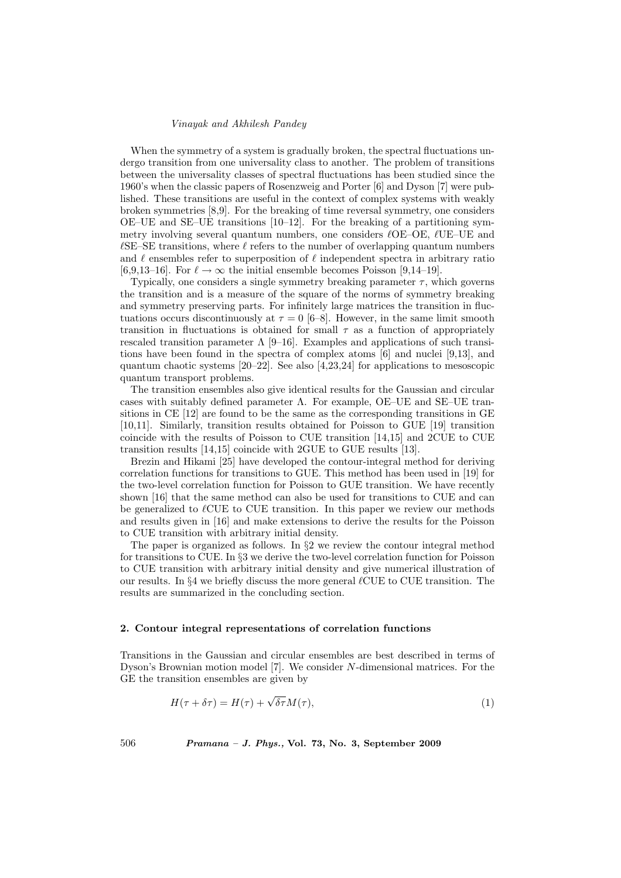When the symmetry of a system is gradually broken, the spectral fluctuations undergo transition from one universality class to another. The problem of transitions between the universality classes of spectral fluctuations has been studied since the 1960's when the classic papers of Rosenzweig and Porter [6] and Dyson [7] were published. These transitions are useful in the context of complex systems with weakly broken symmetries [8,9]. For the breaking of time reversal symmetry, one considers OE–UE and SE–UE transitions [10–12]. For the breaking of a partitioning symmetry involving several quantum numbers, one considers $\ell$OE–OE, $\ell$UE–UE and $\ell$SE–SE transitions, where $\ell$ refers to the number of overlapping quantum numbers and $\ell$ ensembles refer to superposition of $\ell$ independent spectra in arbitrary ratio [6,9,13–16]. For $\ell \to \infty$ the initial ensemble becomes Poisson [9,14–19].

Typically, one considers a single symmetry breaking parameter $\tau$, which governs the transition and is a measure of the square of the norms of symmetry breaking and symmetry preserving parts. For infinitely large matrices the transition in fluctuations occurs discontinuously at $\tau = 0$ [6–8]. However, in the same limit smooth transition in fluctuations is obtained for small $\tau$ as a function of appropriately rescaled transition parameter $\Lambda$ [9–16]. Examples and applications of such transitions have been found in the spectra of complex atoms [6] and nuclei [9,13], and quantum chaotic systems [20–22]. See also [4,23,24] for applications to mesoscopic quantum transport problems.

The transition ensembles also give identical results for the Gaussian and circular cases with suitably defined parameter $\Lambda$. For example, OE–UE and SE–UE transitions in CE [12] are found to be the same as the corresponding transitions in GE [10,11]. Similarly, transition results obtained for Poisson to GUE [19] transition coincide with the results of Poisson to CUE transition [14,15] and 2CUE to CUE transition results [14,15] coincide with 2GUE to GUE results [13].

Brezin and Hikami [25] have developed the contour-integral method for deriving correlation functions for transitions to GUE. This method has been used in [19] for the two-level correlation function for Poisson to GUE transition. We have recently shown [16] that the same method can also be used for transitions to CUE and can be generalized to $\ell$CUE to CUE transition. In this paper we review our methods and results given in [16] and make extensions to derive the results for the Poisson to CUE transition with arbitrary initial density.

The paper is organized as follows. In §2 we review the contour integral method for transitions to CUE. In §3 we derive the two-level correlation function for Poisson to CUE transition with arbitrary initial density and give numerical illustration of our results. In §4 we briefly discuss the more general $\ell$CUE to CUE transition. The results are summarized in the concluding section.

## 2. Contour integral representations of correlation functions

Transitions in the Gaussian and circular ensembles are best described in terms of Dyson's Brownian motion model [7]. We consider $N$-dimensional matrices. For the GE the transition ensembles are given by

$$H(\tau + \delta\tau) = H(\tau) + \sqrt{\delta\tau} M(\tau), \tag{1}$$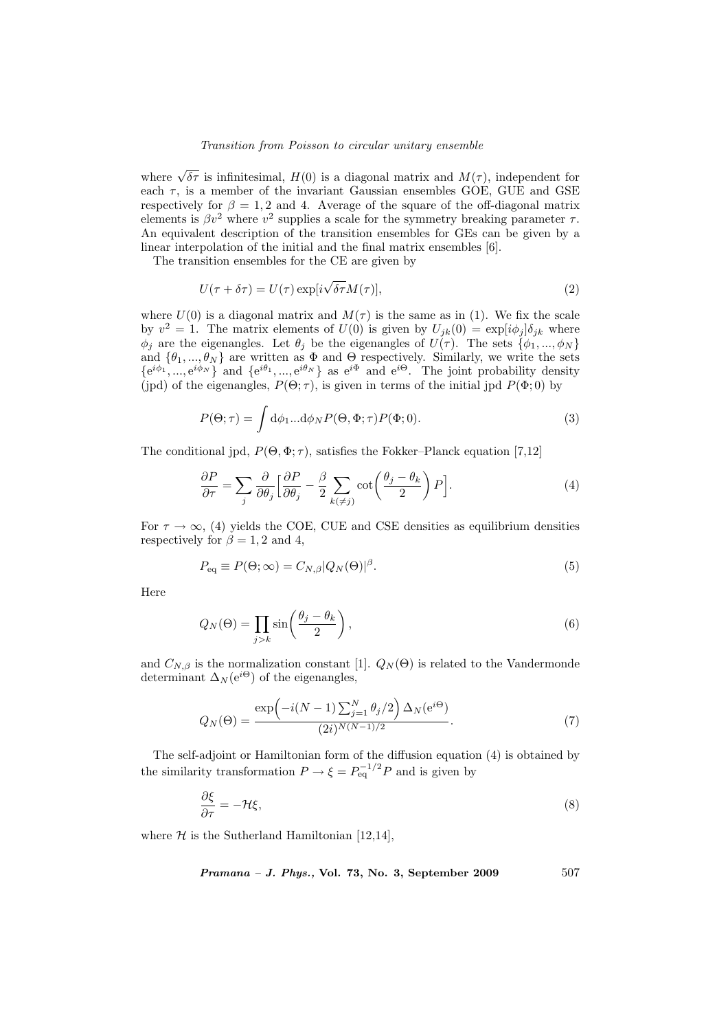where $\sqrt{\delta\tau}$ is infinitesimal, $H(0)$ is a diagonal matrix and $M(\tau)$, independent for each $\tau$, is a member of the invariant Gaussian ensembles GOE, GUE and GSE respectively for $\beta = 1, 2$ and 4. Average of the square of the off-diagonal matrix elements is $\beta v^2$ where $v^2$ supplies a scale for the symmetry breaking parameter $\tau$. An equivalent description of the transition ensembles for GEs can be given by a linear interpolation of the initial and the final matrix ensembles [6].

The transition ensembles for the CE are given by

$$U(\tau + \delta\tau) = U(\tau) \exp[i\sqrt{\delta\tau} M(\tau)], \tag{2}$$

where $U(0)$ is a diagonal matrix and $M(\tau)$ is the same as in (1). We fix the scale by $v^2 = 1$. The matrix elements of $U(0)$ is given by $U_{jk}(0) = \exp[i\phi_j]\delta_{jk}$ where $\phi_j$ are the eigenangles. Let $\theta_j$ be the eigenangles of $U(\tau)$. The sets $\{\phi_1, ..., \phi_N\}$ and $\{\theta_1, ..., \theta_N\}$ are written as $\Phi$ and $\Theta$ respectively. Similarly, we write the sets $\{e^{i\phi_1}, ..., e^{i\phi_N}\}$ and $\{e^{i\theta_1}, ..., e^{i\theta_N}\}$ as $e^{i\Phi}$ and $e^{i\Theta}$. The joint probability density (jpd) of the eigenangles, $P(\Theta; \tau)$, is given in terms of the initial jpd $P(\Phi; 0)$ by

$$P(\Theta; \tau) = \int d\phi_1 ... d\phi_N P(\Theta, \Phi; \tau) P(\Phi; 0). \tag{3}$$

The conditional jpd, $P(\Theta, \Phi; \tau)$, satisfies the Fokker–Planck equation [7,12]

$$\frac{\partial P}{\partial \tau} = \sum_j \frac{\partial}{\partial \theta_j} \Big[ \frac{\partial P}{\partial \theta_j} - \frac{\beta}{2} \sum_{k(\neq j)} \cot\Big( \frac{\theta_j - \theta_k}{2} \Big) P \Big]. \tag{4}$$

For $\tau \to \infty$, (4) yields the COE, CUE and CSE densities as equilibrium densities respectively for $\beta = 1, 2$ and 4,

$$P_{\mathrm{eq}} \equiv P(\Theta; \infty) = C_{N,\beta} |Q_N(\Theta)|^\beta. \tag{5}$$

Here

$$Q_N(\Theta) = \prod_{j>k} \sin\bigg( \frac{\theta_j - \theta_k}{2} \bigg), \tag{6}$$

and $C_{N,\beta}$ is the normalization constant [1]. $Q_N(\Theta)$ is related to the Vandermonde determinant $\Delta_N(e^{i\Theta})$ of the eigenangles,

$$Q_N(\Theta) = \frac{\exp\Big( -i(N-1) \sum_{j=1}^N \theta_j / 2 \Big) \Delta_N(e^{i\Theta})}{(2i)^{N(N-1)/2}}. \tag{7}$$

The self-adjoint or Hamiltonian form of the diffusion equation (4) is obtained by the similarity transformation $P \to \xi = P_{\mathrm{eq}}^{-1/2} P$ and is given by

$$\frac{\partial \xi}{\partial \tau} = -\mathcal{H} \xi, \tag{8}$$

where $\mathcal{H}$ is the Sutherland Hamiltonian [12,14],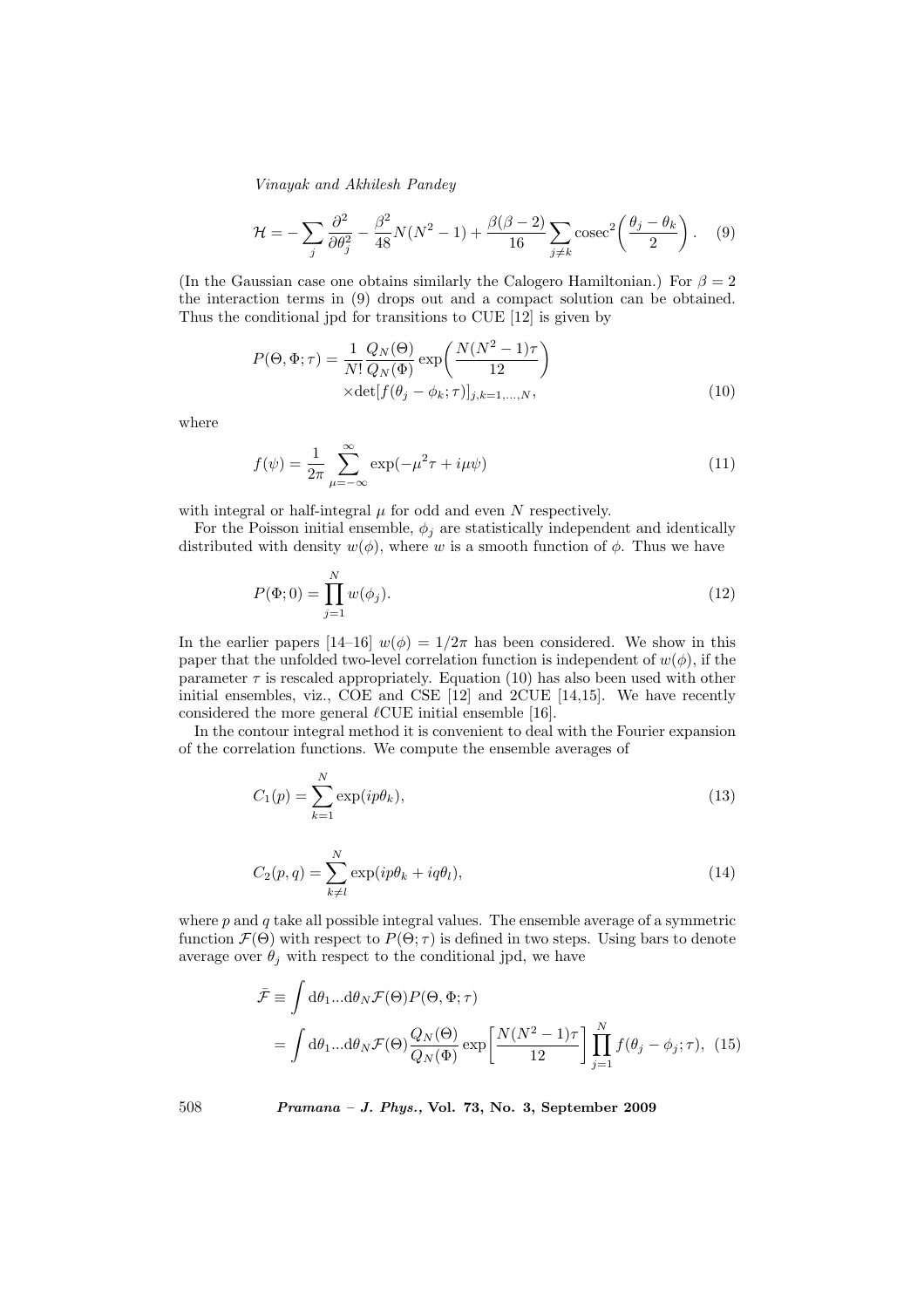$$\mathcal{H} = -\sum_j \frac{\partial^2}{\partial \theta_j^2} - \frac{\beta^2}{48} N(N^2-1) + \frac{\beta(\beta-2)}{16} \sum_{j \neq k} \mathrm{cosec}^2\left(\frac{\theta_j - \theta_k}{2}\right). \quad (9)$$

(In the Gaussian case one obtains similarly the Calogero Hamiltonian.) For $\beta = 2$ the interaction terms in (9) drops out and a compact solution can be obtained. Thus the conditional jpd for transitions to CUE [12] is given by

$$P(\Theta, \Phi; \tau) = \frac{1}{N!} \frac{Q_N(\Theta)}{Q_N(\Phi)} \exp\left(\frac{N(N^2-1)\tau}{12}\right) \times \det[f(\theta_j - \phi_k; \tau)]_{j,k=1,\ldots,N}, \quad (10)$$

where

$$f(\psi) = \frac{1}{2\pi} \sum_{\mu=-\infty}^{\infty} \exp(-\mu^2 \tau + i\mu\psi) \quad (11)$$

with integral or half-integral $\mu$ for odd and even $N$ respectively.

For the Poisson initial ensemble, $\phi_j$ are statistically independent and identically distributed with density $w(\phi)$, where $w$ is a smooth function of $\phi$. Thus we have

$$P(\Phi; 0) = \prod_{j=1}^{N} w(\phi_j). \quad (12)$$

In the earlier papers [14–16] $w(\phi) = 1/2\pi$ has been considered. We show in this paper that the unfolded two-level correlation function is independent of $w(\phi)$, if the parameter $\tau$ is rescaled appropriately. Equation (10) has also been used with other initial ensembles, viz., COE and CSE [12] and 2CUE [14,15]. We have recently considered the more general $\ell$CUE initial ensemble [16].

In the contour integral method it is convenient to deal with the Fourier expansion of the correlation functions. We compute the ensemble averages of

$$C_1(p) = \sum_{k=1}^{N} \exp(ip\theta_k), \quad (13)$$

$$C_2(p,q) = \sum_{k \neq l}^{N} \exp(ip\theta_k + iq\theta_l), \quad (14)$$

where $p$ and $q$ take all possible integral values. The ensemble average of a symmetric function $\mathcal{F}(\Theta)$ with respect to $P(\Theta; \tau)$ is defined in two steps. Using bars to denote average over $\theta_j$ with respect to the conditional jpd, we have

$$\begin{aligned}\bar{\mathcal{F}} &\equiv \int \mathrm{d}\theta_1 \ldots \mathrm{d}\theta_N \mathcal{F}(\Theta) P(\Theta, \Phi; \tau) \\ &= \int \mathrm{d}\theta_1 \ldots \mathrm{d}\theta_N \mathcal{F}(\Theta) \frac{Q_N(\Theta)}{Q_N(\Phi)} \exp\left[\frac{N(N^2-1)\tau}{12}\right] \prod_{j=1}^{N} f(\theta_j - \phi_j; \tau), \quad (15)\end{aligned}$$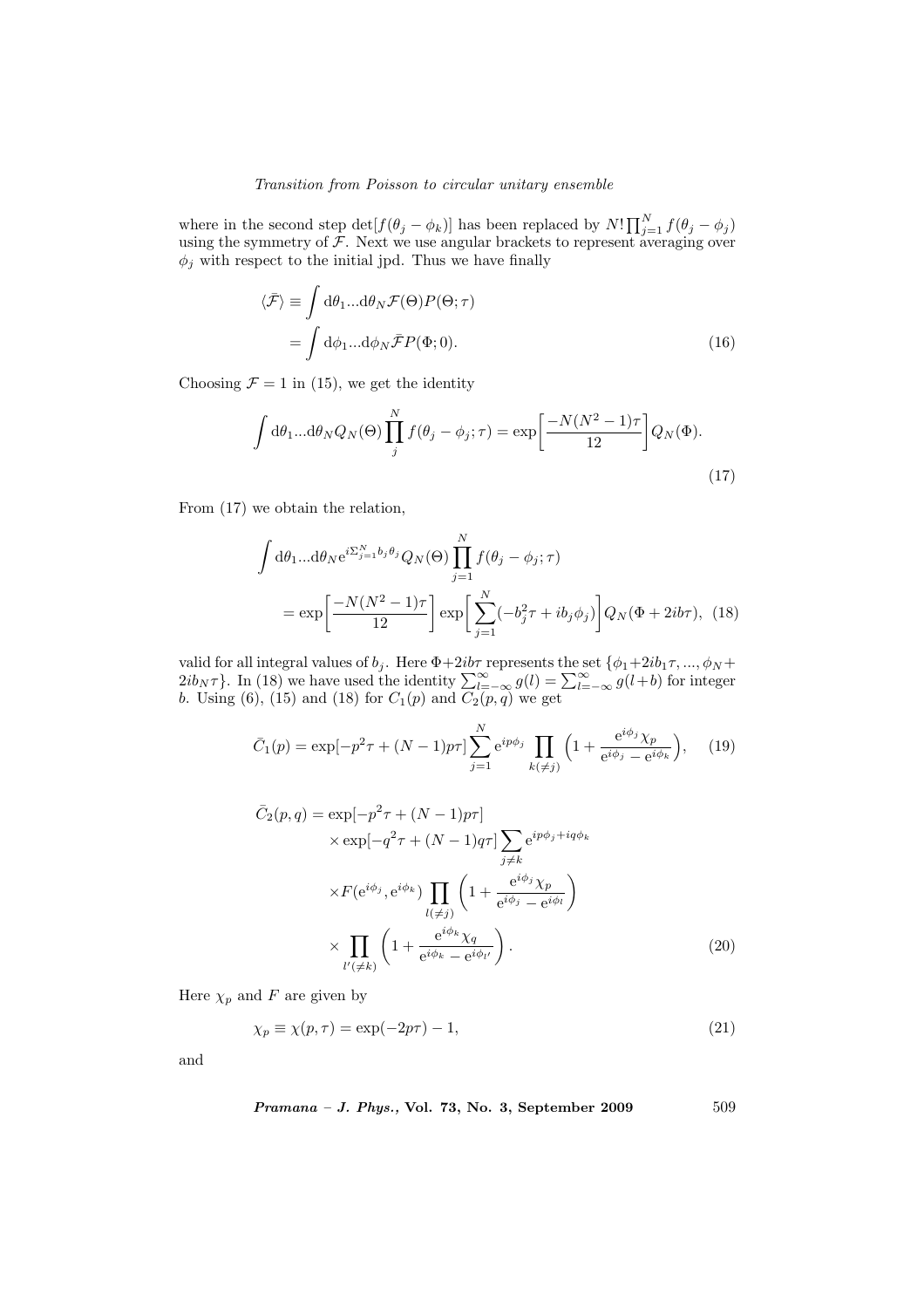where in the second step $\det[f(\theta_j - \phi_k)]$ has been replaced by $N!\prod_{j=1}^{N} f(\theta_j - \phi_j)$ using the symmetry of $\mathcal{F}$. Next we use angular brackets to represent averaging over $\phi_j$ with respect to the initial jpd. Thus we have finally

$$
\begin{aligned}
\langle \bar{\mathcal{F}} \rangle &\equiv \int \mathrm{d}\theta_1 ... \mathrm{d}\theta_N \mathcal{F}(\Theta) P(\Theta;\tau) \\
&= \int \mathrm{d}\phi_1 ... \mathrm{d}\phi_N \bar{\mathcal{F}} P(\Phi;0).
\end{aligned} \tag{16}
$$

Choosing $\mathcal{F} = 1$ in (15), we get the identity

$$
\int \mathrm{d}\theta_1 ... \mathrm{d}\theta_N Q_N(\Theta) \prod_{j}^{N} f(\theta_j - \phi_j;\tau) = \exp\left[\frac{-N(N^2-1)\tau}{12}\right] Q_N(\Phi). \tag{17}
$$

From (17) we obtain the relation,

$$
\begin{aligned}
&\int \mathrm{d}\theta_1 ... \mathrm{d}\theta_N \mathrm{e}^{i\Sigma_{j=1}^{N} b_j \theta_j} Q_N(\Theta) \prod_{j=1}^{N} f(\theta_j - \phi_j;\tau) \\
&= \exp\left[\frac{-N(N^2-1)\tau}{12}\right] \exp\left[\sum_{j=1}^{N}(-b_j^2\tau + ib_j\phi_j)\right] Q_N(\Phi + 2ib\tau),
\end{aligned} \tag{18}
$$

valid for all integral values of $b_j$. Here $\Phi + 2ib\tau$ represents the set $\{\phi_1 + 2ib_1\tau, ..., \phi_N + 2ib_N\tau\}$. In (18) we have used the identity $\sum_{l=-\infty}^{\infty} g(l) = \sum_{l=-\infty}^{\infty} g(l+b)$ for integer $b$. Using (6), (15) and (18) for $C_1(p)$ and $C_2(p,q)$ we get

$$
\bar{C}_1(p) = \exp[-p^2\tau + (N-1)p\tau] \sum_{j=1}^{N} \mathrm{e}^{ip\phi_j} \prod_{k(\neq j)} \left(1 + \frac{\mathrm{e}^{i\phi_j}\chi_p}{\mathrm{e}^{i\phi_j} - \mathrm{e}^{i\phi_k}}\right), \tag{19}
$$

$$
\begin{aligned}
\bar{C}_2(p,q) &= \exp[-p^2\tau + (N-1)p\tau] \\
&\times \exp[-q^2\tau + (N-1)q\tau] \sum_{j\neq k} \mathrm{e}^{ip\phi_j + iq\phi_k} \\
&\times F(\mathrm{e}^{i\phi_j}, \mathrm{e}^{i\phi_k}) \prod_{l(\neq j)} \left(1 + \frac{\mathrm{e}^{i\phi_j}\chi_p}{\mathrm{e}^{i\phi_j} - \mathrm{e}^{i\phi_l}}\right) \\
&\times \prod_{l'(\neq k)} \left(1 + \frac{\mathrm{e}^{i\phi_k}\chi_q}{\mathrm{e}^{i\phi_k} - \mathrm{e}^{i\phi_{l'}}}\right).
\end{aligned} \tag{20}
$$

Here $\chi_p$ and $F$ are given by

$$
\chi_p \equiv \chi(p,\tau) = \exp(-2p\tau) - 1, \tag{21}
$$

and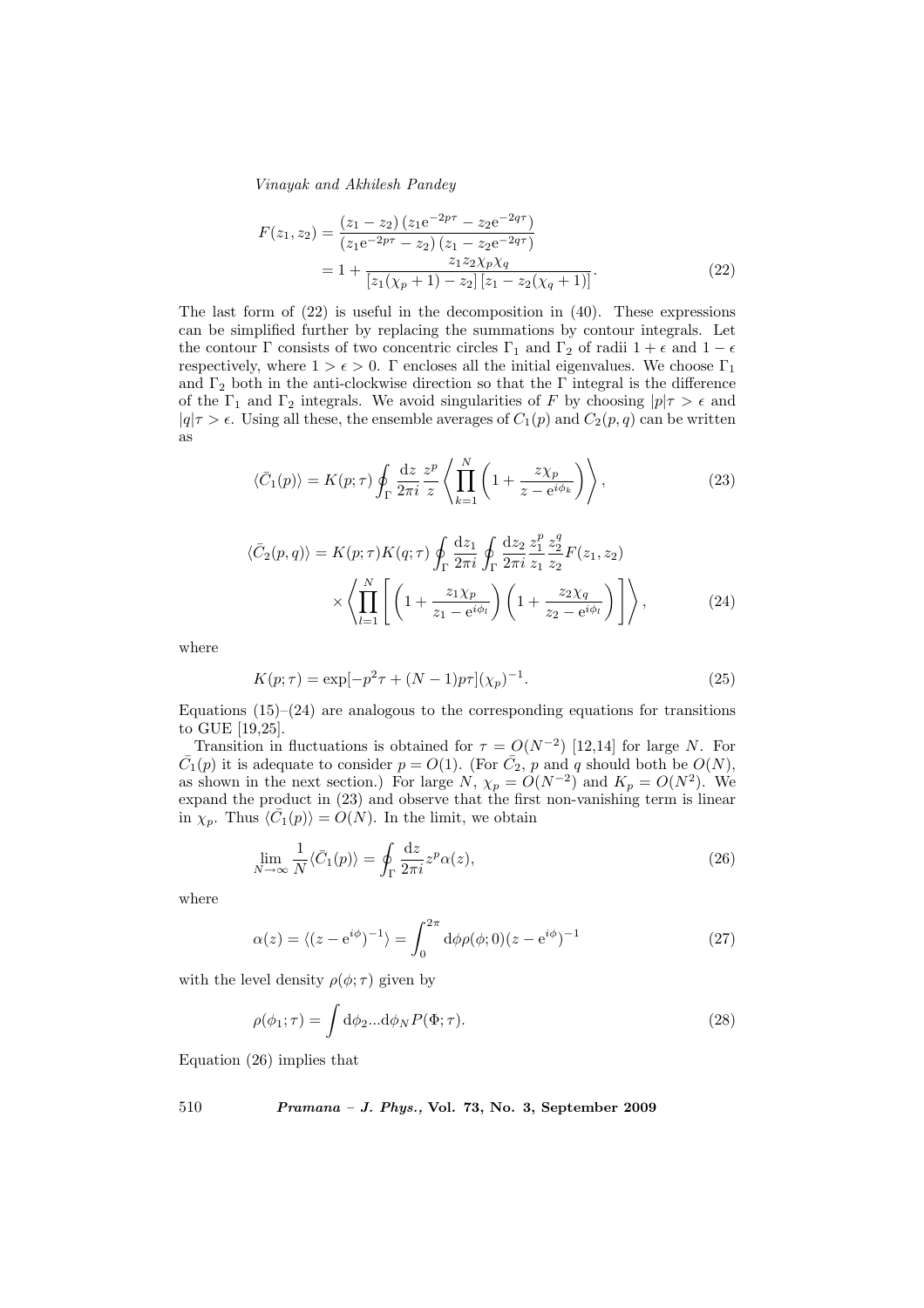$$
\begin{aligned}
F(z_1, z_2) &= \frac{(z_1 - z_2)\left(z_1 \mathrm{e}^{-2p\tau} - z_2 \mathrm{e}^{-2q\tau}\right)}{\left(z_1 \mathrm{e}^{-2p\tau} - z_2\right)\left(z_1 - z_2 \mathrm{e}^{-2q\tau}\right)} \\
&= 1 + \frac{z_1 z_2 \chi_p \chi_q}{\left[z_1(\chi_p + 1) - z_2\right]\left[z_1 - z_2(\chi_q + 1)\right]}.
\end{aligned}
\tag{22}
$$

The last form of (22) is useful in the decomposition in (40). These expressions can be simplified further by replacing the summations by contour integrals. Let the contour $\Gamma$ consists of two concentric circles $\Gamma_1$ and $\Gamma_2$ of radii $1+\epsilon$ and $1-\epsilon$ respectively, where $1 > \epsilon > 0$. $\Gamma$ encloses all the initial eigenvalues. We choose $\Gamma_1$ and $\Gamma_2$ both in the anti-clockwise direction so that the $\Gamma$ integral is the difference of the $\Gamma_1$ and $\Gamma_2$ integrals. We avoid singularities of $F$ by choosing $|p|\tau > \epsilon$ and $|q|\tau > \epsilon$. Using all these, the ensemble averages of $C_1(p)$ and $C_2(p,q)$ can be written as

$$
\langle \bar{C}_1(p) \rangle = K(p;\tau) \oint_\Gamma \frac{\mathrm{d}z}{2\pi i} \frac{z^p}{z} \left\langle \prod_{k=1}^{N} \left(1 + \frac{z\chi_p}{z - \mathrm{e}^{i\phi_k}}\right) \right\rangle,
\tag{23}
$$

$$
\begin{aligned}
\langle \bar{C}_2(p,q) \rangle = K(p;\tau) K(q;\tau) \oint_\Gamma \frac{\mathrm{d}z_1}{2\pi i} \oint_\Gamma \frac{\mathrm{d}z_2}{2\pi i} \frac{z_1^p}{z_1} \frac{z_2^q}{z_2} F(z_1, z_2) \\
\times \left\langle \prod_{l=1}^{N} \left[ \left(1 + \frac{z_1 \chi_p}{z_1 - \mathrm{e}^{i\phi_l}}\right) \left(1 + \frac{z_2 \chi_q}{z_2 - \mathrm{e}^{i\phi_l}}\right) \right] \right\rangle,
\end{aligned}
\tag{24}
$$

where

$$
K(p;\tau) = \exp[-p^2\tau + (N-1)p\tau](\chi_p)^{-1}.
\tag{25}
$$

Equations (15)–(24) are analogous to the corresponding equations for transitions to GUE [19,25].

Transition in fluctuations is obtained for $\tau = O(N^{-2})$ [12,14] for large $N$. For $\bar{C}_1(p)$ it is adequate to consider $p = O(1)$. (For $\bar{C}_2$, $p$ and $q$ should both be $O(N)$, as shown in the next section.) For large $N$, $\chi_p = O(N^{-2})$ and $K_p = O(N^2)$. We expand the product in (23) and observe that the first non-vanishing term is linear in $\chi_p$. Thus $\langle \bar{C}_1(p) \rangle = O(N)$. In the limit, we obtain

$$
\lim_{N\to\infty} \frac{1}{N} \langle \bar{C}_1(p) \rangle = \oint_\Gamma \frac{\mathrm{d}z}{2\pi i} z^p \alpha(z),
\tag{26}
$$

where

$$
\alpha(z) = \langle (z - \mathrm{e}^{i\phi})^{-1} \rangle = \int_0^{2\pi} \mathrm{d}\phi \rho(\phi;0)(z - \mathrm{e}^{i\phi})^{-1}
\tag{27}
$$

with the level density $\rho(\phi;\tau)$ given by

$$
\rho(\phi_1;\tau) = \int \mathrm{d}\phi_2 \ldots \mathrm{d}\phi_N P(\Phi;\tau).
\tag{28}
$$

Equation (26) implies that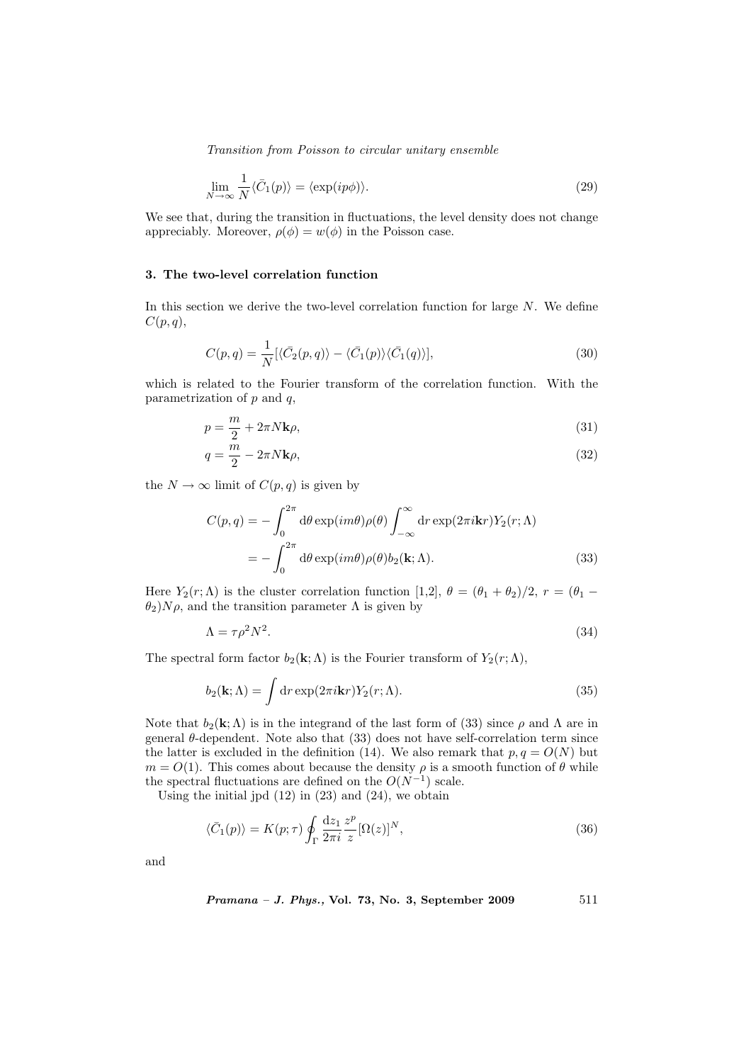$$\lim_{N\to\infty} \frac{1}{N} \langle \bar{C}_1(p) \rangle = \langle \exp(ip\phi) \rangle. \tag{29}$$

We see that, during the transition in fluctuations, the level density does not change appreciably. Moreover, $\rho(\phi) = w(\phi)$ in the Poisson case.

## 3. The two-level correlation function

In this section we derive the two-level correlation function for large $N$. We define $C(p, q)$,

$$C(p,q) = \frac{1}{N} [\langle \bar{C}_2(p,q) \rangle - \langle \bar{C}_1(p) \rangle \langle \bar{C}_1(q) \rangle], \tag{30}$$

which is related to the Fourier transform of the correlation function. With the parametrization of $p$ and $q$,

$$p = \frac{m}{2} + 2\pi N \mathbf{k} \rho, \tag{31}$$

$$q = \frac{m}{2} - 2\pi N \mathbf{k} \rho, \tag{32}$$

the $N \to \infty$ limit of $C(p, q)$ is given by

$$\begin{aligned} C(p,q) &= -\int_0^{2\pi} \mathrm{d}\theta \exp(im\theta) \rho(\theta) \int_{-\infty}^{\infty} \mathrm{d}r \exp(2\pi i \mathbf{k} r) Y_2(r;\Lambda) \\ &= -\int_0^{2\pi} \mathrm{d}\theta \exp(im\theta) \rho(\theta) b_2(\mathbf{k};\Lambda). \end{aligned} \tag{33}$$

Here $Y_2(r;\Lambda)$ is the cluster correlation function [1,2], $\theta = (\theta_1 + \theta_2)/2$, $r = (\theta_1 - \theta_2)N\rho$, and the transition parameter $\Lambda$ is given by

$$\Lambda = \tau \rho^2 N^2. \tag{34}$$

The spectral form factor $b_2(\mathbf{k};\Lambda)$ is the Fourier transform of $Y_2(r;\Lambda)$,

$$b_2(\mathbf{k};\Lambda) = \int \mathrm{d}r \exp(2\pi i \mathbf{k} r) Y_2(r;\Lambda). \tag{35}$$

Note that $b_2(\mathbf{k};\Lambda)$ is in the integrand of the last form of (33) since $\rho$ and $\Lambda$ are in general $\theta$-dependent. Note also that (33) does not have self-correlation term since the latter is excluded in the definition (14). We also remark that $p, q = O(N)$ but $m = O(1)$. This comes about because the density $\rho$ is a smooth function of $\theta$ while the spectral fluctuations are defined on the $O(N^{-1})$ scale.

Using the initial jpd (12) in (23) and (24), we obtain

$$\langle \bar{C}_1(p) \rangle = K(p;\tau) \oint_{\Gamma} \frac{\mathrm{d}z_1}{2\pi i} \frac{z^p}{z} [\Omega(z)]^N, \tag{36}$$

and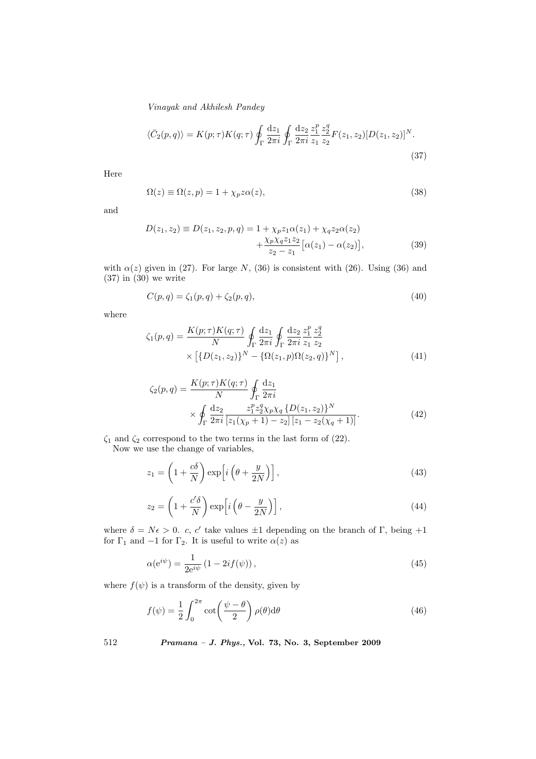$$\langle \bar{C}_2(p,q)\rangle = K(p;\tau)K(q;\tau)\oint_\Gamma \frac{\mathrm{d}z_1}{2\pi i}\oint_\Gamma \frac{\mathrm{d}z_2}{2\pi i}\frac{z_1^p}{z_1}\frac{z_2^q}{z_2}F(z_1,z_2)[D(z_1,z_2)]^N. \tag{37}$$

Here

$$\Omega(z) \equiv \Omega(z,p) = 1 + \chi_p z\alpha(z), \tag{38}$$

and

$$D(z_1,z_2) \equiv D(z_1,z_2,p,q) = 1 + \chi_p z_1\alpha(z_1) + \chi_q z_2\alpha(z_2) + \frac{\chi_p\chi_q z_1 z_2}{z_2 - z_1}\big[\alpha(z_1) - \alpha(z_2)\big], \tag{39}$$

with $\alpha(z)$ given in (27). For large $N$, (36) is consistent with (26). Using (36) and (37) in (30) we write

$$C(p,q) = \zeta_1(p,q) + \zeta_2(p,q), \tag{40}$$

where

$$\zeta_1(p,q) = \frac{K(p;\tau)K(q;\tau)}{N}\oint_\Gamma \frac{\mathrm{d}z_1}{2\pi i}\oint_\Gamma \frac{\mathrm{d}z_2}{2\pi i}\frac{z_1^p}{z_1}\frac{z_2^q}{z_2} \times \left[\{D(z_1,z_2)\}^N - \{\Omega(z_1,p)\Omega(z_2,q)\}^N\right], \tag{41}$$

$$\zeta_2(p,q) = \frac{K(p;\tau)K(q;\tau)}{N}\oint_\Gamma \frac{\mathrm{d}z_1}{2\pi i} \times \oint_\Gamma \frac{\mathrm{d}z_2}{2\pi i}\frac{z_1^p z_2^q \chi_p\chi_q\{D(z_1,z_2)\}^N}{[z_1(\chi_p+1) - z_2]\,[z_1 - z_2(\chi_q+1)]}. \tag{42}$$

$\zeta_1$ and $\zeta_2$ correspond to the two terms in the last form of (22).

Now we use the change of variables,

$$z_1 = \left(1 + \frac{c\delta}{N}\right)\exp\Big[i\left(\theta + \frac{y}{2N}\right)\Big], \tag{43}$$

$$z_2 = \left(1 + \frac{c'\delta}{N}\right)\exp\Big[i\left(\theta - \frac{y}{2N}\right)\Big], \tag{44}$$

where $\delta = N\epsilon > 0$. $c$, $c'$ take values $\pm 1$ depending on the branch of $\Gamma$, being $+1$ for $\Gamma_1$ and $-1$ for $\Gamma_2$. It is useful to write $\alpha(z)$ as

$$\alpha(\mathrm{e}^{i\psi}) = \frac{1}{2\mathrm{e}^{i\psi}}\left(1 - 2if(\psi)\right), \tag{45}$$

where $f(\psi)$ is a transform of the density, given by

$$f(\psi) = \frac{1}{2}\int_0^{2\pi}\cot\!\left(\frac{\psi-\theta}{2}\right)\rho(\theta)\mathrm{d}\theta \tag{46}$$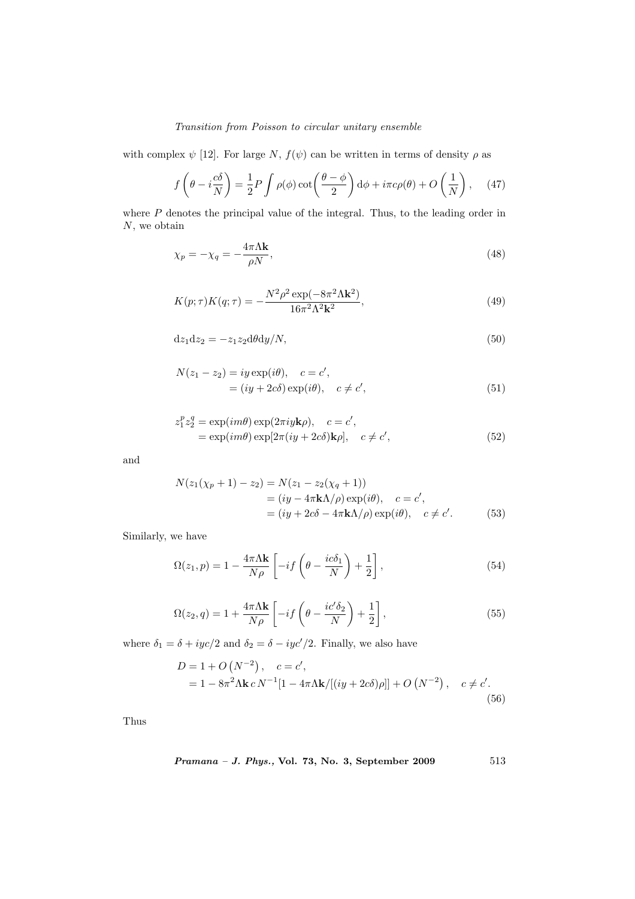with complex $\psi$ [12]. For large $N$, $f(\psi)$ can be written in terms of density $\rho$ as

$$f\left(\theta - i\frac{c\delta}{N}\right) = \frac{1}{2}P\int \rho(\phi)\cot\left(\frac{\theta-\phi}{2}\right)\mathrm{d}\phi + i\pi c\rho(\theta) + O\left(\frac{1}{N}\right), \tag{47}$$

where $P$ denotes the principal value of the integral. Thus, to the leading order in $N$, we obtain

$$\chi_p = -\chi_q = -\frac{4\pi\Lambda\mathbf{k}}{\rho N}, \tag{48}$$

$$K(p;\tau)K(q;\tau) = -\frac{N^2\rho^2\exp(-8\pi^2\Lambda\mathbf{k}^2)}{16\pi^2\Lambda^2\mathbf{k}^2}, \tag{49}$$

$$\mathrm{d}z_1\mathrm{d}z_2 = -z_1 z_2 \mathrm{d}\theta\mathrm{d}y/N, \tag{50}$$

$$\begin{aligned} N(z_1 - z_2) &= iy\exp(i\theta), \quad c = c', \\ &= (iy + 2c\delta)\exp(i\theta), \quad c \neq c', \end{aligned} \tag{51}$$

$$\begin{aligned} z_1^p z_2^q &= \exp(im\theta)\exp(2\pi i y\mathbf{k}\rho), \quad c = c', \\ &= \exp(im\theta)\exp[2\pi(iy + 2c\delta)\mathbf{k}\rho], \quad c \neq c', \end{aligned} \tag{52}$$

and

$$\begin{aligned} N(z_1(\chi_p + 1) - z_2) &= N(z_1 - z_2(\chi_q + 1)) \\ &= (iy - 4\pi\mathbf{k}\Lambda/\rho)\exp(i\theta), \quad c = c', \\ &= (iy + 2c\delta - 4\pi\mathbf{k}\Lambda/\rho)\exp(i\theta), \quad c \neq c'. \end{aligned} \tag{53}$$

Similarly, we have

$$\Omega(z_1, p) = 1 - \frac{4\pi\Lambda\mathbf{k}}{N\rho}\left[-if\left(\theta - \frac{ic\delta_1}{N}\right) + \frac{1}{2}\right], \tag{54}$$

$$\Omega(z_2, q) = 1 + \frac{4\pi\Lambda\mathbf{k}}{N\rho}\left[-if\left(\theta - \frac{ic'\delta_2}{N}\right) + \frac{1}{2}\right], \tag{55}$$

where $\delta_1 = \delta + iyc/2$ and $\delta_2 = \delta - iyc'/2$. Finally, we also have

$$\begin{aligned} D &= 1 + O\left(N^{-2}\right), \quad c = c', \\ &= 1 - 8\pi^2\Lambda\mathbf{k}\, c\, N^{-1}[1 - 4\pi\Lambda\mathbf{k}/[(iy + 2c\delta)\rho]] + O\left(N^{-2}\right), \quad c \neq c'. \end{aligned} \tag{56}$$

Thus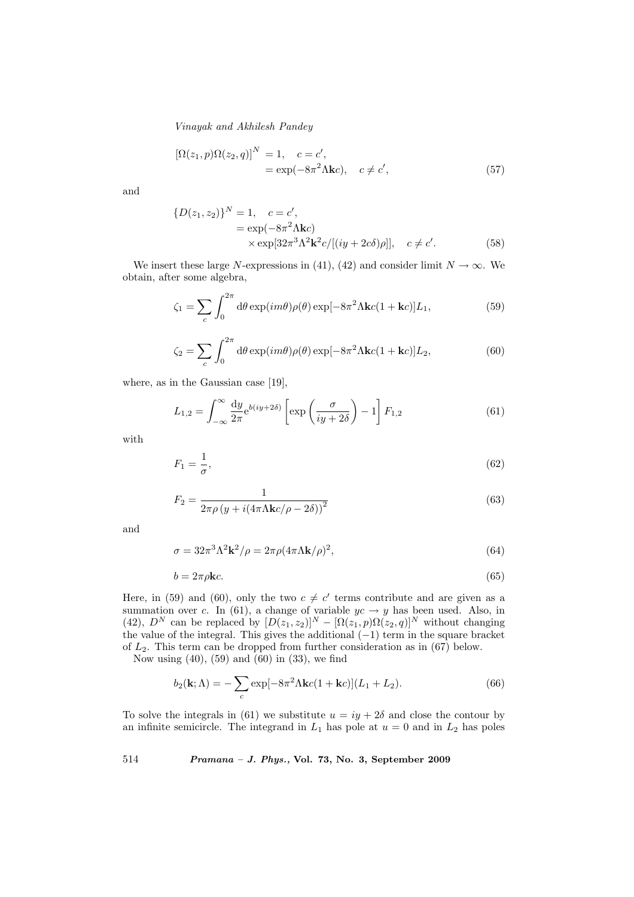$$[\Omega(z_1,p)\Omega(z_2,q)]^N = 1, \quad c = c', \\ = \exp(-8\pi^2\Lambda\mathbf{k}c), \quad c \neq c', \tag{57}$$

and

$$\{D(z_1,z_2)\}^N = 1, \quad c = c', \\ = \exp(-8\pi^2\Lambda\mathbf{k}c) \\ \times \exp[32\pi^3\Lambda^2\mathbf{k}^2 c/[(iy+2c\delta)\rho]], \quad c \neq c'. \tag{58}$$

We insert these large $N$-expressions in (41), (42) and consider limit $N \to \infty$. We obtain, after some algebra,

$$\zeta_1 = \sum_c \int_0^{2\pi} \mathrm{d}\theta \exp(im\theta)\rho(\theta)\exp[-8\pi^2\Lambda\mathbf{k}c(1+\mathbf{k}c)]L_1, \tag{59}$$

$$\zeta_2 = \sum_c \int_0^{2\pi} \mathrm{d}\theta \exp(im\theta)\rho(\theta)\exp[-8\pi^2\Lambda\mathbf{k}c(1+\mathbf{k}c)]L_2, \tag{60}$$

where, as in the Gaussian case [19],

$$L_{1,2} = \int_{-\infty}^{\infty} \frac{\mathrm{d}y}{2\pi} \mathrm{e}^{b(iy+2\delta)} \left[\exp\left(\frac{\sigma}{iy+2\delta}\right) - 1\right] F_{1,2} \tag{61}$$

with

$$F_1 = \frac{1}{\sigma}, \tag{62}$$

$$F_2 = \frac{1}{2\pi\rho\left(y + i(4\pi\Lambda\mathbf{k}c/\rho - 2\delta)\right)^2} \tag{63}$$

and

$$\sigma = 32\pi^3\Lambda^2\mathbf{k}^2/\rho = 2\pi\rho(4\pi\Lambda\mathbf{k}/\rho)^2, \tag{64}$$

$$b = 2\pi\rho\mathbf{k}c. \tag{65}$$

Here, in (59) and (60), only the two $c \neq c'$ terms contribute and are given as a summation over $c$. In (61), a change of variable $yc \to y$ has been used. Also, in (42), $D^N$ can be replaced by $[D(z_1,z_2)]^N - [\Omega(z_1,p)\Omega(z_2,q)]^N$ without changing the value of the integral. This gives the additional $(-1)$ term in the square bracket of $L_2$. This term can be dropped from further consideration as in (67) below.

Now using (40), (59) and (60) in (33), we find

$$b_2(\mathbf{k};\Lambda) = -\sum_c \exp[-8\pi^2\Lambda\mathbf{k}c(1+\mathbf{k}c)](L_1+L_2). \tag{66}$$

To solve the integrals in (61) we substitute $u = iy + 2\delta$ and close the contour by an infinite semicircle. The integrand in $L_1$ has pole at $u = 0$ and in $L_2$ has poles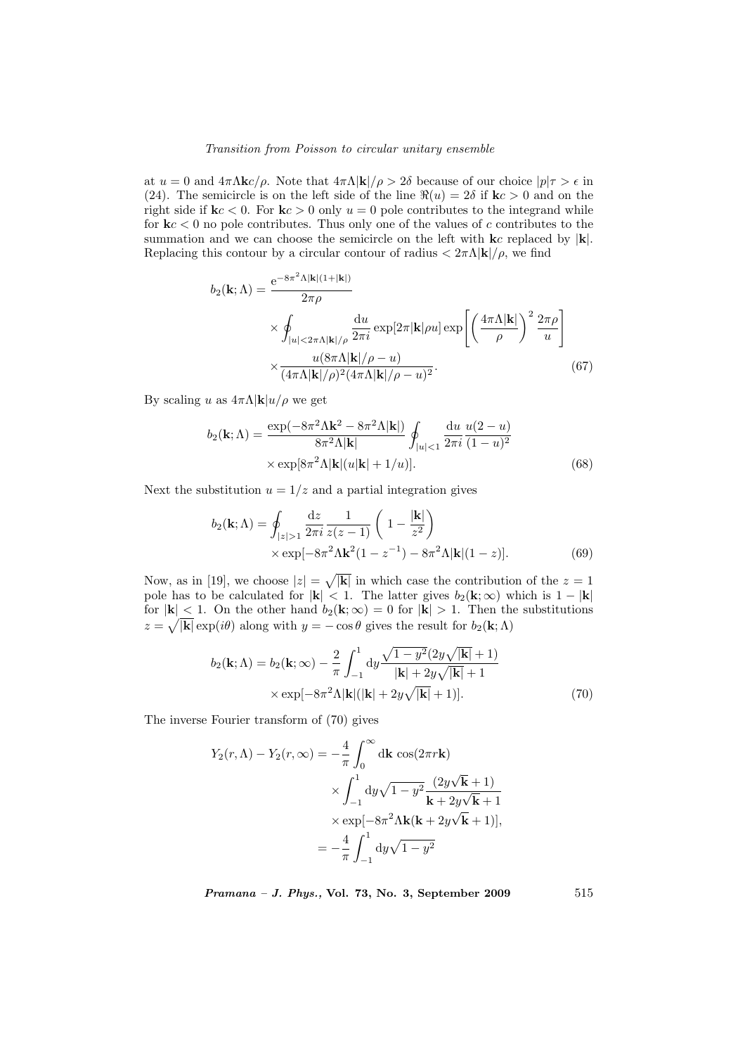at $u = 0$ and $4\pi\Lambda\mathbf{k}c/\rho$. Note that $4\pi\Lambda|\mathbf{k}|/\rho > 2\delta$ because of our choice $|p|\tau > \epsilon$ in (24). The semicircle is on the left side of the line $\Re(u) = 2\delta$ if $\mathbf{k}c > 0$ and on the right side if $\mathbf{k}c < 0$. For $\mathbf{k}c > 0$ only $u = 0$ pole contributes to the integrand while for $\mathbf{k}c < 0$ no pole contributes. Thus only one of the values of $c$ contributes to the summation and we can choose the semicircle on the left with $\mathbf{k}c$ replaced by $|\mathbf{k}|$. Replacing this contour by a circular contour of radius $< 2\pi\Lambda|\mathbf{k}|/\rho$, we find

$$
\begin{aligned}
b_2(\mathbf{k};\Lambda) = {} & \frac{\mathrm{e}^{-8\pi^2\Lambda|\mathbf{k}|(1+|\mathbf{k}|)}}{2\pi\rho} \\
& \times \oint_{|u|<2\pi\Lambda|\mathbf{k}|/\rho} \frac{\mathrm{d}u}{2\pi i} \exp[2\pi|\mathbf{k}|\rho u] \exp\left[\left(\frac{4\pi\Lambda|\mathbf{k}|}{\rho}\right)^2 \frac{2\pi\rho}{u}\right] \\
& \times \frac{u(8\pi\Lambda|\mathbf{k}|/\rho - u)}{(4\pi\Lambda|\mathbf{k}|/\rho)^2(4\pi\Lambda|\mathbf{k}|/\rho - u)^2}.
\end{aligned} \tag{67}
$$

By scaling $u$ as $4\pi\Lambda|\mathbf{k}|u/\rho$ we get

$$
\begin{aligned}
b_2(\mathbf{k};\Lambda) = {} & \frac{\exp(-8\pi^2\Lambda\mathbf{k}^2 - 8\pi^2\Lambda|\mathbf{k}|)}{8\pi^2\Lambda|\mathbf{k}|} \oint_{|u|<1} \frac{\mathrm{d}u}{2\pi i} \frac{u(2-u)}{(1-u)^2} \\
& \times \exp[8\pi^2\Lambda|\mathbf{k}|(u|\mathbf{k}| + 1/u)].
\end{aligned} \tag{68}
$$

Next the substitution $u = 1/z$ and a partial integration gives

$$
\begin{aligned}
b_2(\mathbf{k};\Lambda) = {} & \oint_{|z|>1} \frac{\mathrm{d}z}{2\pi i} \frac{1}{z(z-1)} \left(1 - \frac{|\mathbf{k}|}{z^2}\right) \\
& \times \exp[-8\pi^2\Lambda\mathbf{k}^2(1 - z^{-1}) - 8\pi^2\Lambda|\mathbf{k}|(1-z)].
\end{aligned} \tag{69}
$$

Now, as in [19], we choose $|z| = \sqrt{|\mathbf{k}|}$ in which case the contribution of the $z = 1$ pole has to be calculated for $|\mathbf{k}| < 1$. The latter gives $b_2(\mathbf{k};\infty)$ which is $1 - |\mathbf{k}|$ for $|\mathbf{k}| < 1$. On the other hand $b_2(\mathbf{k};\infty) = 0$ for $|\mathbf{k}| > 1$. Then the substitutions $z = \sqrt{|\mathbf{k}|}\exp(i\theta)$ along with $y = -\cos\theta$ gives the result for $b_2(\mathbf{k};\Lambda)$

$$
\begin{aligned}
b_2(\mathbf{k};\Lambda) = {} & b_2(\mathbf{k};\infty) - \frac{2}{\pi}\int_{-1}^{1} \mathrm{d}y \frac{\sqrt{1-y^2}(2y\sqrt{|\mathbf{k}|}+1)}{|\mathbf{k}| + 2y\sqrt{|\mathbf{k}|} + 1} \\
& \times \exp[-8\pi^2\Lambda|\mathbf{k}|(|\mathbf{k}| + 2y\sqrt{|\mathbf{k}|} + 1)].
\end{aligned} \tag{70}
$$

The inverse Fourier transform of (70) gives

$$
\begin{aligned}
Y_2(r,\Lambda) - Y_2(r,\infty) = {} & -\frac{4}{\pi}\int_0^\infty \mathrm{d}\mathbf{k}\, \cos(2\pi r\mathbf{k}) \\
& \times \int_{-1}^{1} \mathrm{d}y \sqrt{1-y^2} \frac{(2y\sqrt{\mathbf{k}}+1)}{\mathbf{k} + 2y\sqrt{\mathbf{k}} + 1} \\
& \times \exp[-8\pi^2\Lambda\mathbf{k}(\mathbf{k} + 2y\sqrt{\mathbf{k}} + 1)], \\
= {} & -\frac{4}{\pi}\int_{-1}^{1} \mathrm{d}y \sqrt{1-y^2}
\end{aligned}
$$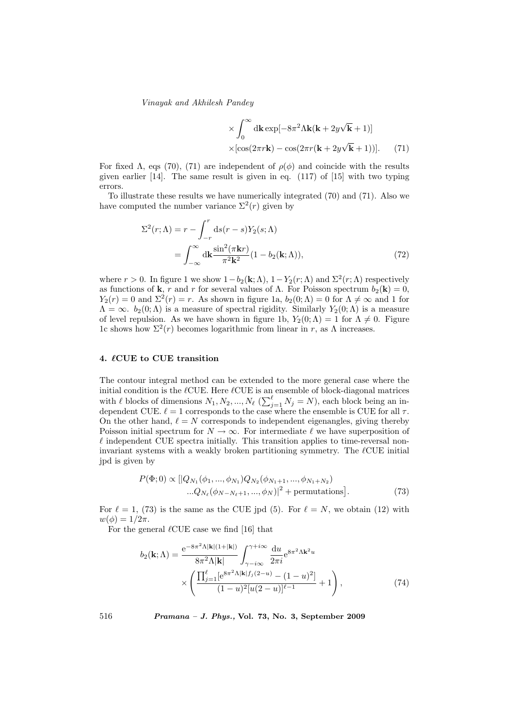$$\times \int_0^\infty \mathrm{d}\mathbf{k} \exp[-8\pi^2\Lambda\mathbf{k}(\mathbf{k}+2y\sqrt{\mathbf{k}}+1)]$$
$$\times[\cos(2\pi r\mathbf{k}) - \cos(2\pi r(\mathbf{k}+2y\sqrt{\mathbf{k}}+1))]. \qquad (71)$$

For fixed $\Lambda$, eqs (70), (71) are independent of $\rho(\phi)$ and coincide with the results given earlier [14]. The same result is given in eq. (117) of [15] with two typing errors.

To illustrate these results we have numerically integrated (70) and (71). Also we have computed the number variance $\Sigma^2(r)$ given by

$$\Sigma^2(r;\Lambda) = r - \int_{-r}^{r} \mathrm{d}s(r-s)Y_2(s;\Lambda)$$
$$= \int_{-\infty}^{\infty} \mathrm{d}\mathbf{k}\frac{\sin^2(\pi\mathbf{k}r)}{\pi^2\mathbf{k}^2}(1-b_2(\mathbf{k};\Lambda)), \qquad (72)$$

where $r>0$. In figure 1 we show $1-b_2(\mathbf{k};\Lambda)$, $1-Y_2(r;\Lambda)$ and $\Sigma^2(r;\Lambda)$ respectively as functions of $\mathbf{k}$, $r$ and $r$ for several values of $\Lambda$. For Poisson spectrum $b_2(\mathbf{k})=0$, $Y_2(r)=0$ and $\Sigma^2(r)=r$. As shown in figure 1a, $b_2(0;\Lambda)=0$ for $\Lambda\neq\infty$ and 1 for $\Lambda=\infty$. $b_2(0;\Lambda)$ is a measure of spectral rigidity. Similarly $Y_2(0;\Lambda)$ is a measure of level repulsion. As we have shown in figure 1b, $Y_2(0;\Lambda)=1$ for $\Lambda\neq 0$. Figure 1c shows how $\Sigma^2(r)$ becomes logarithmic from linear in $r$, as $\Lambda$ increases.

## 4. $\ell$CUE to CUE transition

The contour integral method can be extended to the more general case where the initial condition is the $\ell$CUE. Here $\ell$CUE is an ensemble of block-diagonal matrices with $\ell$ blocks of dimensions $N_1, N_2, ..., N_\ell$ ($\sum_{j=1}^{\ell} N_j = N$), each block being an independent CUE. $\ell=1$ corresponds to the case where the ensemble is CUE for all $\tau$. On the other hand, $\ell=N$ corresponds to independent eigenangles, giving thereby Poisson initial spectrum for $N\to\infty$. For intermediate $\ell$ we have superposition of $\ell$ independent CUE spectra initially. This transition applies to time-reversal non-invariant systems with a weakly broken partitioning symmetry. The $\ell$CUE initial jpd is given by

$$P(\Phi;0) \propto \big[|Q_{N_1}(\phi_1,...,\phi_{N_1})Q_{N_2}(\phi_{N_1+1},...,\phi_{N_1+N_2})$$
$$...Q_{N_\ell}(\phi_{N-N_\ell+1},...,\phi_N)|^2 + \text{permutations}\big]. \qquad (73)$$

For $\ell=1$, (73) is the same as the CUE jpd (5). For $\ell=N$, we obtain (12) with $w(\phi)=1/2\pi$.

For the general $\ell$CUE case we find [16] that

$$b_2(\mathbf{k};\Lambda) = \frac{\mathrm{e}^{-8\pi^2\Lambda|\mathbf{k}|(1+|\mathbf{k}|)}}{8\pi^2\Lambda|\mathbf{k}|}\int_{\gamma-i\infty}^{\gamma+i\infty}\frac{\mathrm{d}u}{2\pi i}\mathrm{e}^{8\pi^2\Lambda\mathbf{k}^2u}$$
$$\times\left(\frac{\prod_{j=1}^{\ell}[\mathrm{e}^{8\pi^2\Lambda|\mathbf{k}|f_j(2-u)}-(1-u)^2]}{(1-u)^2[u(2-u)]^{\ell-1}}+1\right), \qquad (74)$$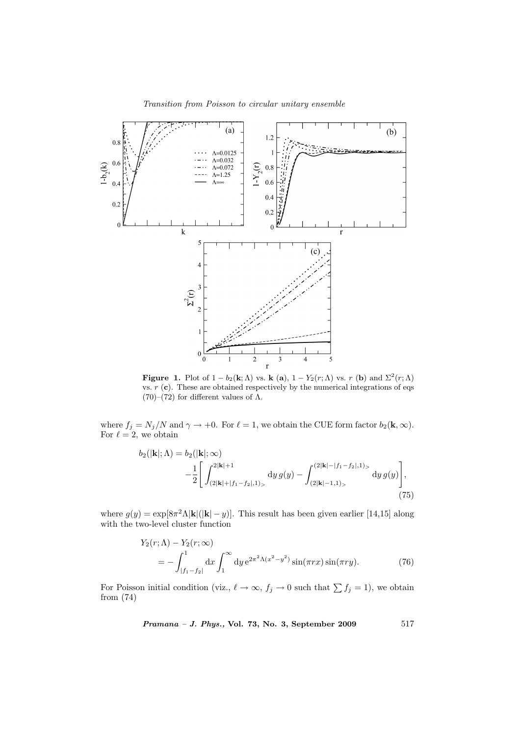(a)

0.8

0.6

0.4

0.2

0

$1-b_2(k)$

k

$\Lambda=0.0125$

$\Lambda=0.032$

$\Lambda=0.072$

$\Lambda=1.25$

$\Lambda=\infty$

(b)

1.2

1

0.8

0.6

0.4

0.2

0

$1-Y_2(r)$

r

(c)

5

4

3

2

1

0

$\Sigma^2(r)$

0 1 2 3 4 5

r

**Figure 1.** Plot of $1 - b_2(\mathbf{k}; \Lambda)$ vs. $\mathbf{k}$ (**a**), $1 - Y_2(r; \Lambda)$ vs. $r$ (**b**) and $\Sigma^2(r; \Lambda)$ vs. $r$ (**c**). These are obtained respectively by the numerical integrations of eqs (70)–(72) for different values of $\Lambda$.

where $f_j = N_j/N$ and $\gamma \to +0$. For $\ell = 1$, we obtain the CUE form factor $b_2(\mathbf{k}, \infty)$. For $\ell = 2$, we obtain

$$b_2(|\mathbf{k}|; \Lambda) = b_2(|\mathbf{k}|; \infty) - \frac{1}{2}\left[\int_{(2|\mathbf{k}|+|f_1-f_2|,1)_>}^{2|\mathbf{k}|+1} \mathrm{d}y\, g(y) - \int_{(2|\mathbf{k}|-1,1)_>}^{(2|\mathbf{k}|-|f_1-f_2|,1)_>} \mathrm{d}y\, g(y)\right], \tag{75}$$

where $g(y) = \exp[8\pi^2\Lambda|\mathbf{k}|(|\mathbf{k}| - y)]$. This result has been given earlier [14,15] along with the two-level cluster function

$$Y_2(r; \Lambda) - Y_2(r; \infty) = -\int_{|f_1-f_2|}^{1} \mathrm{d}x \int_{1}^{\infty} \mathrm{d}y\, \mathrm{e}^{2\pi^2\Lambda(x^2-y^2)} \sin(\pi r x) \sin(\pi r y). \tag{76}$$

For Poisson initial condition (viz., $\ell \to \infty$, $f_j \to 0$ such that $\sum f_j = 1$), we obtain from (74)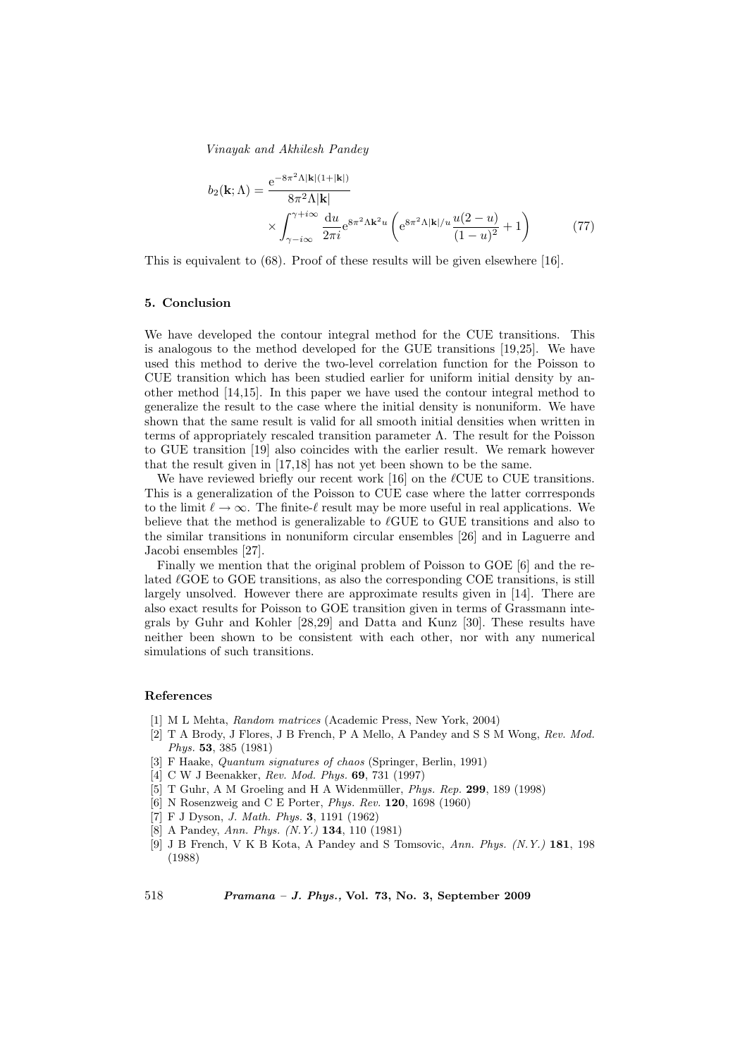$$b_2(\mathbf{k};\Lambda) = \frac{\mathrm{e}^{-8\pi^2\Lambda|\mathbf{k}|(1+|\mathbf{k}|)}}{8\pi^2\Lambda|\mathbf{k}|} \times \int_{\gamma-i\infty}^{\gamma+i\infty} \frac{\mathrm{d}u}{2\pi i} \mathrm{e}^{8\pi^2\Lambda\mathbf{k}^2 u} \left( \mathrm{e}^{8\pi^2\Lambda|\mathbf{k}|/u} \frac{u(2-u)}{(1-u)^2} + 1 \right) \tag{77}$$

This is equivalent to (68). Proof of these results will be given elsewhere [16].

## 5. Conclusion

We have developed the contour integral method for the CUE transitions. This is analogous to the method developed for the GUE transitions [19,25]. We have used this method to derive the two-level correlation function for the Poisson to CUE transition which has been studied earlier for uniform initial density by another method [14,15]. In this paper we have used the contour integral method to generalize the result to the case where the initial density is nonuniform. We have shown that the same result is valid for all smooth initial densities when written in terms of appropriately rescaled transition parameter $\Lambda$. The result for the Poisson to GUE transition [19] also coincides with the earlier result. We remark however that the result given in [17,18] has not yet been shown to be the same.

We have reviewed briefly our recent work [16] on the $\ell$CUE to CUE transitions. This is a generalization of the Poisson to CUE case where the latter corrresponds to the limit $\ell \to \infty$. The finite-$\ell$ result may be more useful in real applications. We believe that the method is generalizable to $\ell$GUE to GUE transitions and also to the similar transitions in nonuniform circular ensembles [26] and in Laguerre and Jacobi ensembles [27].

Finally we mention that the original problem of Poisson to GOE [6] and the related $\ell$GOE to GOE transitions, as also the corresponding COE transitions, is still largely unsolved. However there are approximate results given in [14]. There are also exact results for Poisson to GOE transition given in terms of Grassmann integrals by Guhr and Kohler [28,29] and Datta and Kunz [30]. These results have neither been shown to be consistent with each other, nor with any numerical simulations of such transitions.

## References

[1] M L Mehta, *Random matrices* (Academic Press, New York, 2004)

[2] T A Brody, J Flores, J B French, P A Mello, A Pandey and S S M Wong, *Rev. Mod. Phys.* **53**, 385 (1981)

[3] F Haake, *Quantum signatures of chaos* (Springer, Berlin, 1991)

[4] C W J Beenakker, *Rev. Mod. Phys.* **69**, 731 (1997)

[5] T Guhr, A M Groeling and H A Widenmüller, *Phys. Rep.* **299**, 189 (1998)

[6] N Rosenzweig and C E Porter, *Phys. Rev.* **120**, 1698 (1960)

[7] F J Dyson, *J. Math. Phys.* **3**, 1191 (1962)

[8] A Pandey, *Ann. Phys. (N.Y.)* **134**, 110 (1981)

[9] J B French, V K B Kota, A Pandey and S Tomsovic, *Ann. Phys. (N.Y.)* **181**, 198 (1988)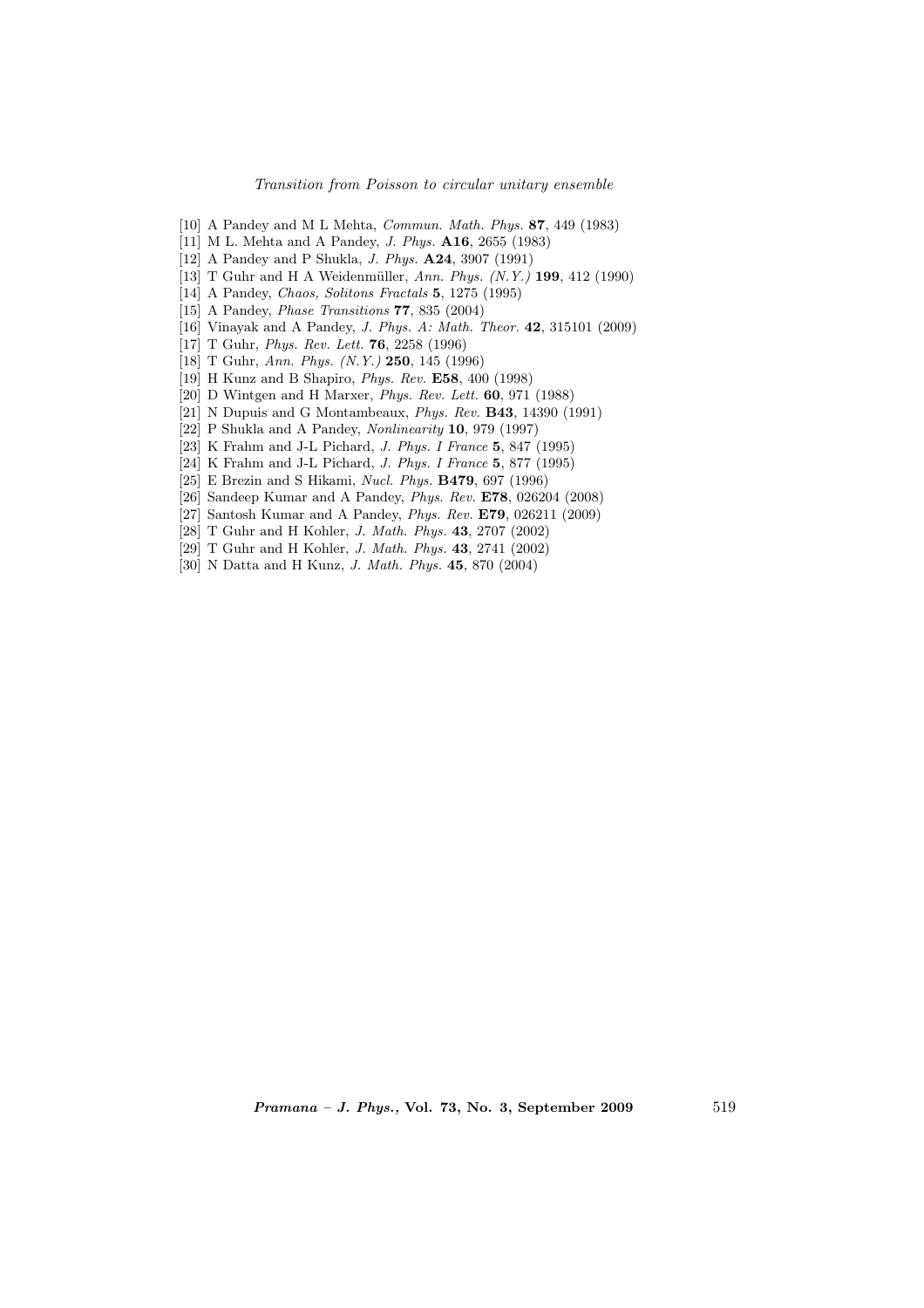[10] A Pandey and M L Mehta, *Commun. Math. Phys.* **87**, 449 (1983)

[11] M L. Mehta and A Pandey, *J. Phys.* **A16**, 2655 (1983)

[12] A Pandey and P Shukla, *J. Phys.* **A24**, 3907 (1991)

[13] T Guhr and H A Weidenmüller, *Ann. Phys. (N.Y.)* **199**, 412 (1990)

[14] A Pandey, *Chaos, Solitons Fractals* **5**, 1275 (1995)

[15] A Pandey, *Phase Transitions* **77**, 835 (2004)

[16] Vinayak and A Pandey, *J. Phys. A: Math. Theor.* **42**, 315101 (2009)

[17] T Guhr, *Phys. Rev. Lett.* **76**, 2258 (1996)

[18] T Guhr, *Ann. Phys. (N.Y.)* **250**, 145 (1996)

[19] H Kunz and B Shapiro, *Phys. Rev.* **E58**, 400 (1998)

[20] D Wintgen and H Marxer, *Phys. Rev. Lett.* **60**, 971 (1988)

[21] N Dupuis and G Montambeaux, *Phys. Rev.* **B43**, 14390 (1991)

[22] P Shukla and A Pandey, *Nonlinearity* **10**, 979 (1997)

[23] K Frahm and J-L Pichard, *J. Phys. I France* **5**, 847 (1995)

[24] K Frahm and J-L Pichard, *J. Phys. I France* **5**, 877 (1995)

[25] E Brezin and S Hikami, *Nucl. Phys.* **B479**, 697 (1996)

[26] Sandeep Kumar and A Pandey, *Phys. Rev.* **E78**, 026204 (2008)

[27] Santosh Kumar and A Pandey, *Phys. Rev.* **E79**, 026211 (2009)

[28] T Guhr and H Kohler, *J. Math. Phys.* **43**, 2707 (2002)

[29] T Guhr and H Kohler, *J. Math. Phys.* **43**, 2741 (2002)

[30] N Datta and H Kunz, *J. Math. Phys.* **45**, 870 (2004)